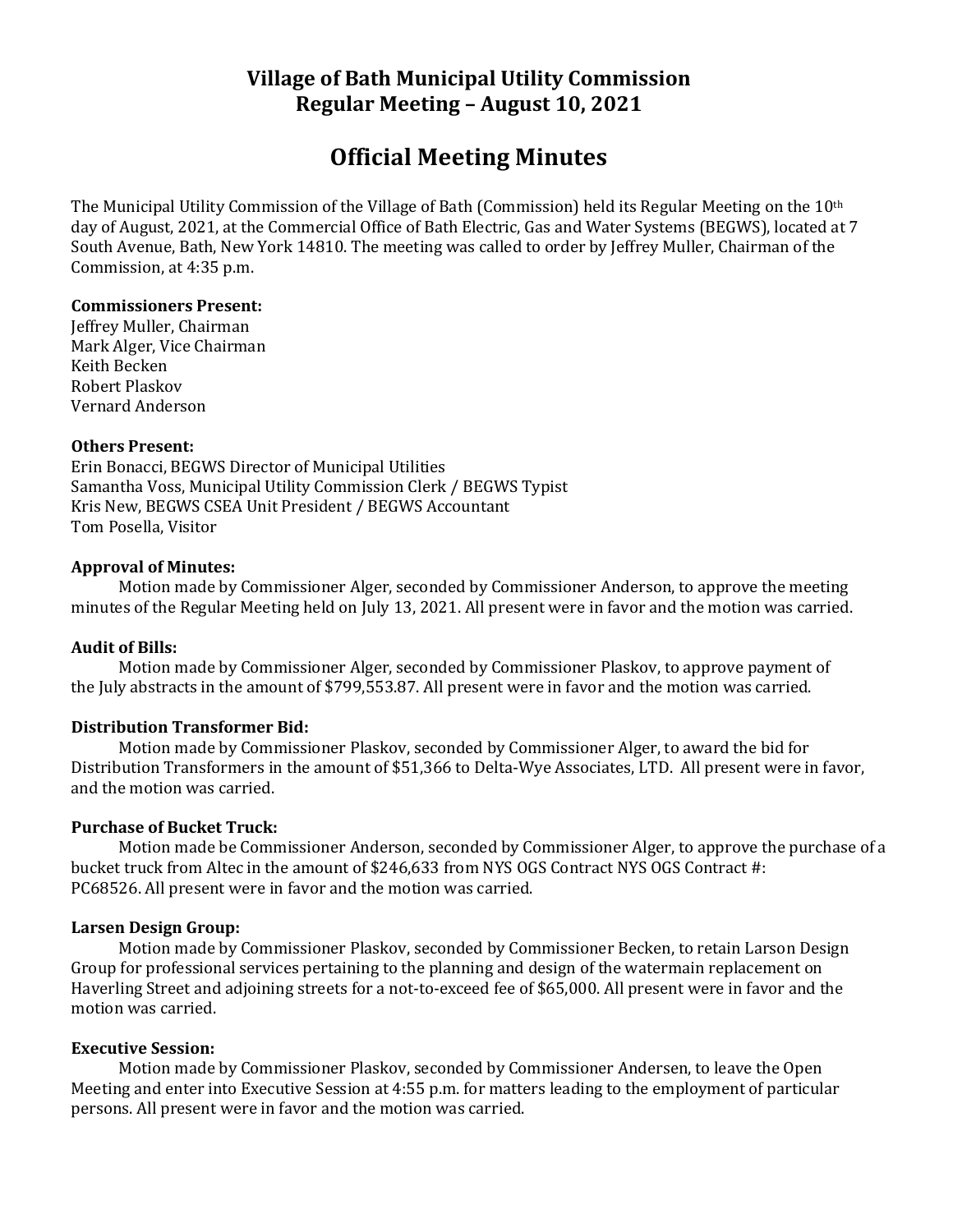# Village of Bath Municipal Utility Commission
## Regular Meeting – August 10, 2021

# Official Meeting Minutes

The Municipal Utility Commission of the Village of Bath (Commission) held its Regular Meeting on the 10th day of August, 2021, at the Commercial Office of Bath Electric, Gas and Water Systems (BEGWS), located at 7 South Avenue, Bath, New York 14810. The meeting was called to order by Jeffrey Muller, Chairman of the Commission, at 4:35 p.m.

**Commissioners Present:**
Jeffrey Muller, Chairman
Mark Alger, Vice Chairman
Keith Becken
Robert Plaskov
Vernard Anderson

**Others Present:**
Erin Bonacci, BEGWS Director of Municipal Utilities
Samantha Voss, Municipal Utility Commission Clerk / BEGWS Typist
Kris New, BEGWS CSEA Unit President / BEGWS Accountant
Tom Posella, Visitor

**Approval of Minutes:**

Motion made by Commissioner Alger, seconded by Commissioner Anderson, to approve the meeting minutes of the Regular Meeting held on July 13, 2021. All present were in favor and the motion was carried.

**Audit of Bills:**

Motion made by Commissioner Alger, seconded by Commissioner Plaskov, to approve payment of the July abstracts in the amount of $799,553.87. All present were in favor and the motion was carried.

**Distribution Transformer Bid:**

Motion made by Commissioner Plaskov, seconded by Commissioner Alger, to award the bid for Distribution Transformers in the amount of $51,366 to Delta-Wye Associates, LTD. All present were in favor, and the motion was carried.

**Purchase of Bucket Truck:**

Motion made be Commissioner Anderson, seconded by Commissioner Alger, to approve the purchase of a bucket truck from Altec in the amount of $246,633 from NYS OGS Contract NYS OGS Contract #: PC68526. All present were in favor and the motion was carried.

**Larsen Design Group:**

Motion made by Commissioner Plaskov, seconded by Commissioner Becken, to retain Larson Design Group for professional services pertaining to the planning and design of the watermain replacement on Haverling Street and adjoining streets for a not-to-exceed fee of $65,000. All present were in favor and the motion was carried.

**Executive Session:**

Motion made by Commissioner Plaskov, seconded by Commissioner Andersen, to leave the Open Meeting and enter into Executive Session at 4:55 p.m. for matters leading to the employment of particular persons. All present were in favor and the motion was carried.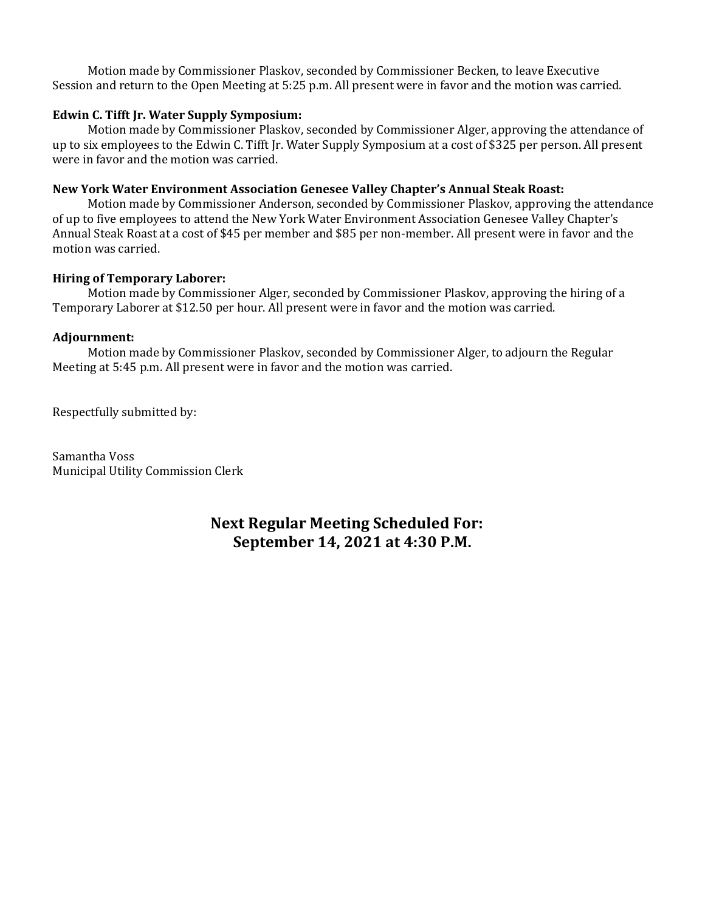Motion made by Commissioner Plaskov, seconded by Commissioner Becken, to leave Executive Session and return to the Open Meeting at 5:25 p.m. All present were in favor and the motion was carried.

**Edwin C. Tifft Jr. Water Supply Symposium:**

Motion made by Commissioner Plaskov, seconded by Commissioner Alger, approving the attendance of up to six employees to the Edwin C. Tifft Jr. Water Supply Symposium at a cost of $325 per person. All present were in favor and the motion was carried.

**New York Water Environment Association Genesee Valley Chapter's Annual Steak Roast:**

Motion made by Commissioner Anderson, seconded by Commissioner Plaskov, approving the attendance of up to five employees to attend the New York Water Environment Association Genesee Valley Chapter's Annual Steak Roast at a cost of $45 per member and $85 per non-member. All present were in favor and the motion was carried.

**Hiring of Temporary Laborer:**

Motion made by Commissioner Alger, seconded by Commissioner Plaskov, approving the hiring of a Temporary Laborer at $12.50 per hour. All present were in favor and the motion was carried.

**Adjournment:**

Motion made by Commissioner Plaskov, seconded by Commissioner Alger, to adjourn the Regular Meeting at 5:45 p.m. All present were in favor and the motion was carried.

Respectfully submitted by:

Samantha Voss
Municipal Utility Commission Clerk

**Next Regular Meeting Scheduled For:**
**September 14, 2021 at 4:30 P.M.**